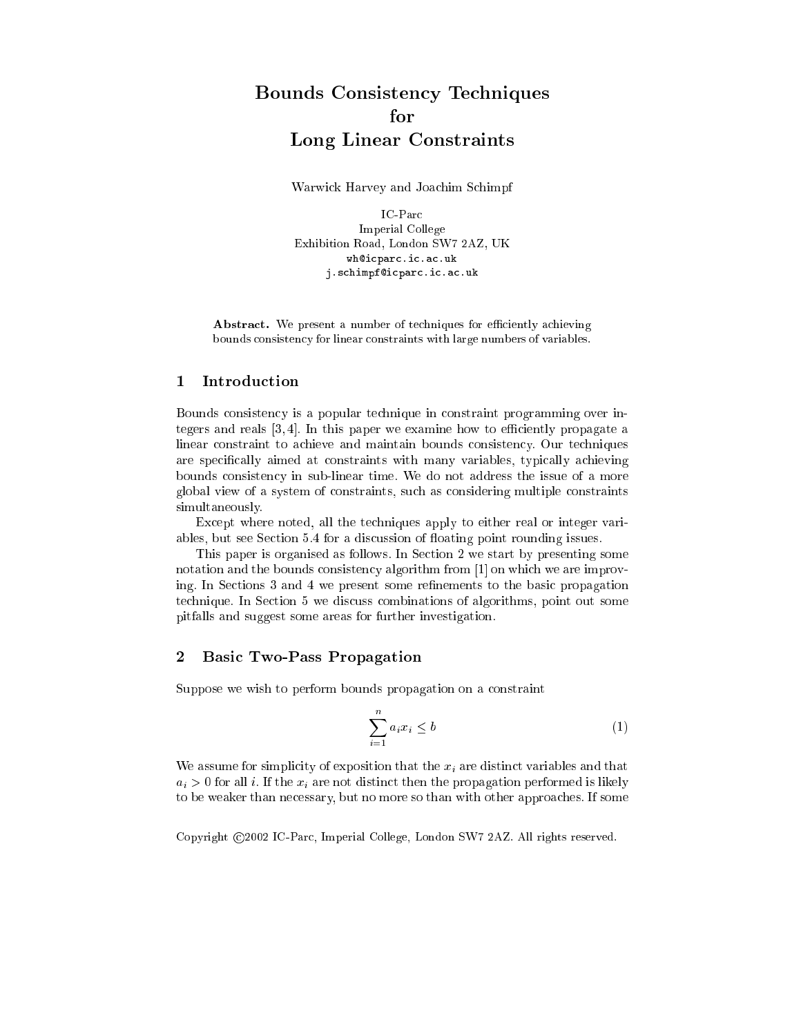# Bounds Consistency Techniques for Long Linear Constraints

Warwick Harvey and Joachim Schimpf

IC-Parc
Imperial College
Exhibition Road, London SW7 2AZ, UK
wh@icparc.ic.ac.uk
j.schimpf@icparc.ic.ac.uk

**Abstract.** We present a number of techniques for efficiently achieving bounds consistency for linear constraints with large numbers of variables.

## 1 Introduction

Bounds consistency is a popular technique in constraint programming over integers and reals [3, 4]. In this paper we examine how to efficiently propagate a linear constraint to achieve and maintain bounds consistency. Our techniques are specifically aimed at constraints with many variables, typically achieving bounds consistency in sub-linear time. We do not address the issue of a more global view of a system of constraints, such as considering multiple constraints simultaneously.

Except where noted, all the techniques apply to either real or integer variables, but see Section 5.4 for a discussion of floating point rounding issues.

This paper is organised as follows. In Section 2 we start by presenting some notation and the bounds consistency algorithm from [1] on which we are improving. In Sections 3 and 4 we present some refinements to the basic propagation technique. In Section 5 we discuss combinations of algorithms, point out some pitfalls and suggest some areas for further investigation.

## 2 Basic Two-Pass Propagation

Suppose we wish to perform bounds propagation on a constraint

$$\sum_{i=1}^{n} a_i x_i \leq b \tag{1}$$

We assume for simplicity of exposition that the $x_i$ are distinct variables and that $a_i > 0$ for all $i$. If the $x_i$ are not distinct then the propagation performed is likely to be weaker than necessary, but no more so than with other approaches. If some

Copyright ©2002 IC-Parc, Imperial College, London SW7 2AZ. All rights reserved.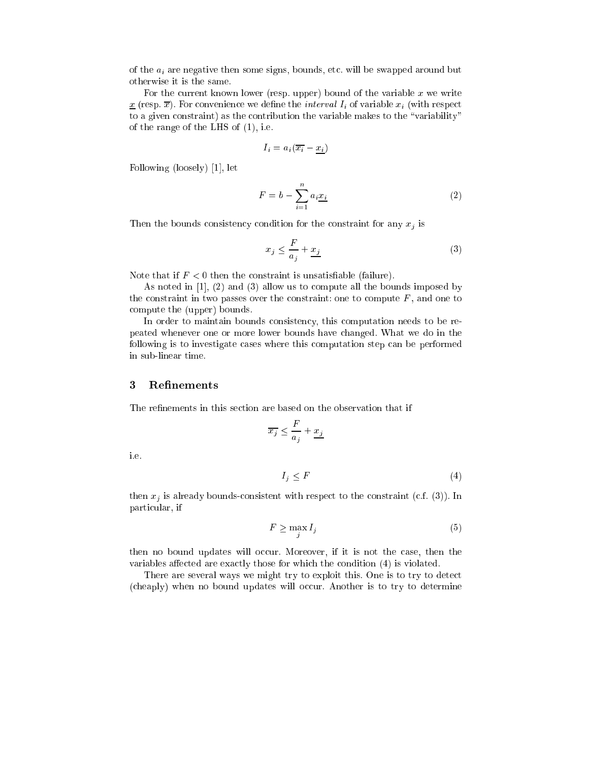of the $a_i$ are negative then some signs, bounds, etc. will be swapped around but otherwise it is the same.

For the current known lower (resp. upper) bound of the variable $x$ we write $\underline{x}$ (resp. $\overline{x}$). For convenience we define the *interval* $I_i$ of variable $x_i$ (with respect to a given constraint) as the contribution the variable makes to the "variability" of the range of the LHS of (1), i.e.

$$I_i = a_i(\overline{x_i} - \underline{x_i})$$

Following (loosely) [1], let

$$F = b - \sum_{i=1}^{n} a_i \underline{x_i} \tag{2}$$

Then the bounds consistency condition for the constraint for any $x_j$ is

$$x_j \leq \frac{F}{a_j} + \underline{x_j} \tag{3}$$

Note that if $F < 0$ then the constraint is unsatisfiable (failure).

As noted in [1], (2) and (3) allow us to compute all the bounds imposed by the constraint in two passes over the constraint: one to compute $F$, and one to compute the (upper) bounds.

In order to maintain bounds consistency, this computation needs to be repeated whenever one or more lower bounds have changed. What we do in the following is to investigate cases where this computation step can be performed in sub-linear time.

## 3 Refinements

The refinements in this section are based on the observation that if

$$\overline{x_j} \leq \frac{F}{a_j} + \underline{x_j}$$

i.e.

$$I_j \leq F \tag{4}$$

then $x_j$ is already bounds-consistent with respect to the constraint (c.f. (3)). In particular, if

$$F \geq \max_j I_j \tag{5}$$

then no bound updates will occur. Moreover, if it is not the case, then the variables affected are exactly those for which the condition (4) is violated.

There are several ways we might try to exploit this. One is to try to detect (cheaply) when no bound updates will occur. Another is to try to determine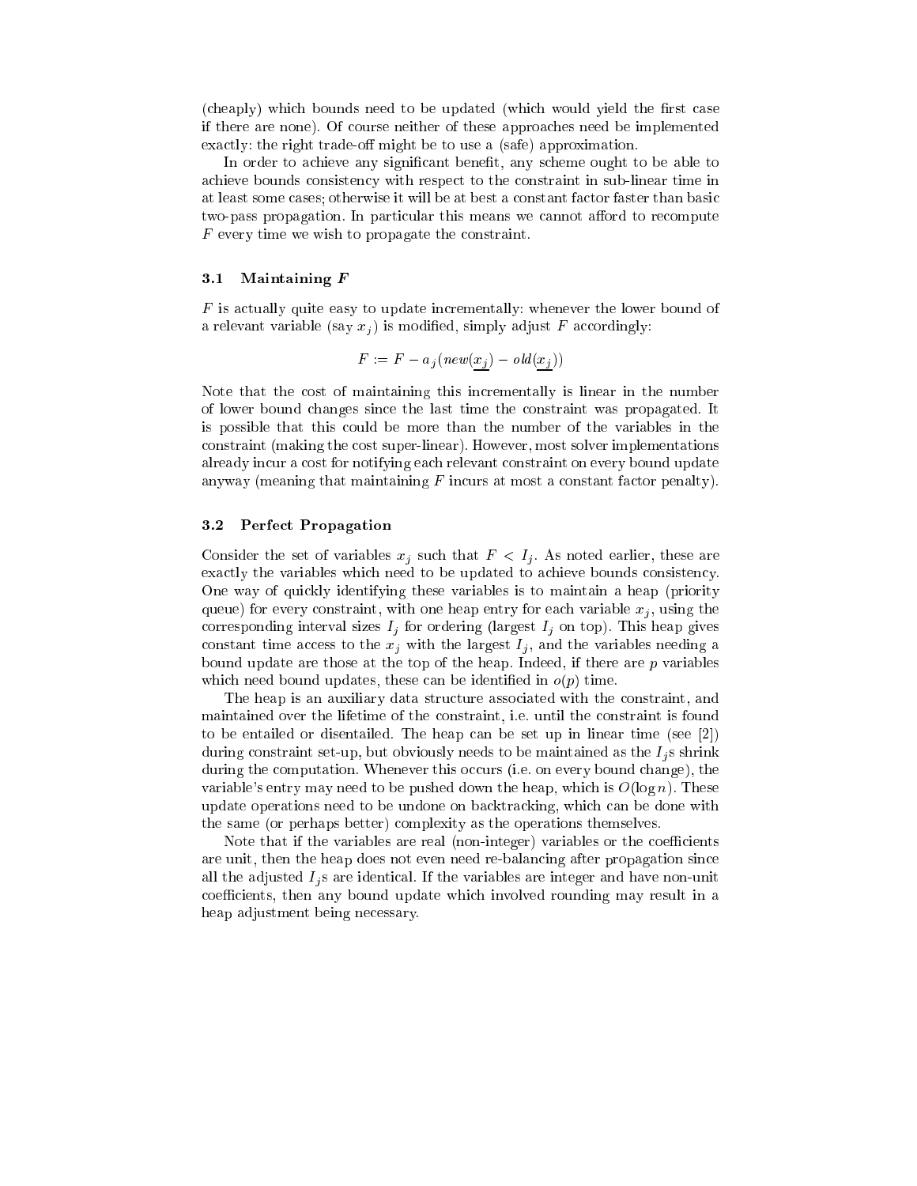(cheaply) which bounds need to be updated (which would yield the first case if there are none). Of course neither of these approaches need be implemented exactly: the right trade-off might be to use a (safe) approximation.

In order to achieve any significant benefit, any scheme ought to be able to achieve bounds consistency with respect to the constraint in sub-linear time in at least some cases; otherwise it will be at best a constant factor faster than basic two-pass propagation. In particular this means we cannot afford to recompute $F$ every time we wish to propagate the constraint.

### 3.1 Maintaining $F$

$F$ is actually quite easy to update incrementally: whenever the lower bound of a relevant variable (say $x_j$) is modified, simply adjust $F$ accordingly:

$$F := F - a_j(new(\underline{x_j}) - old(\underline{x_j}))$$

Note that the cost of maintaining this incrementally is linear in the number of lower bound changes since the last time the constraint was propagated. It is possible that this could be more than the number of the variables in the constraint (making the cost super-linear). However, most solver implementations already incur a cost for notifying each relevant constraint on every bound update anyway (meaning that maintaining $F$ incurs at most a constant factor penalty).

### 3.2 Perfect Propagation

Consider the set of variables $x_j$ such that $F < I_j$. As noted earlier, these are exactly the variables which need to be updated to achieve bounds consistency. One way of quickly identifying these variables is to maintain a heap (priority queue) for every constraint, with one heap entry for each variable $x_j$, using the corresponding interval sizes $I_j$ for ordering (largest $I_j$ on top). This heap gives constant time access to the $x_j$ with the largest $I_j$, and the variables needing a bound update are those at the top of the heap. Indeed, if there are $p$ variables which need bound updates, these can be identified in $o(p)$ time.

The heap is an auxiliary data structure associated with the constraint, and maintained over the lifetime of the constraint, i.e. until the constraint is found to be entailed or disentailed. The heap can be set up in linear time (see [2]) during constraint set-up, but obviously needs to be maintained as the $I_j$s shrink during the computation. Whenever this occurs (i.e. on every bound change), the variable's entry may need to be pushed down the heap, which is $O(\log n)$. These update operations need to be undone on backtracking, which can be done with the same (or perhaps better) complexity as the operations themselves.

Note that if the variables are real (non-integer) variables or the coefficients are unit, then the heap does not even need re-balancing after propagation since all the adjusted $I_j$s are identical. If the variables are integer and have non-unit coefficients, then any bound update which involved rounding may result in a heap adjustment being necessary.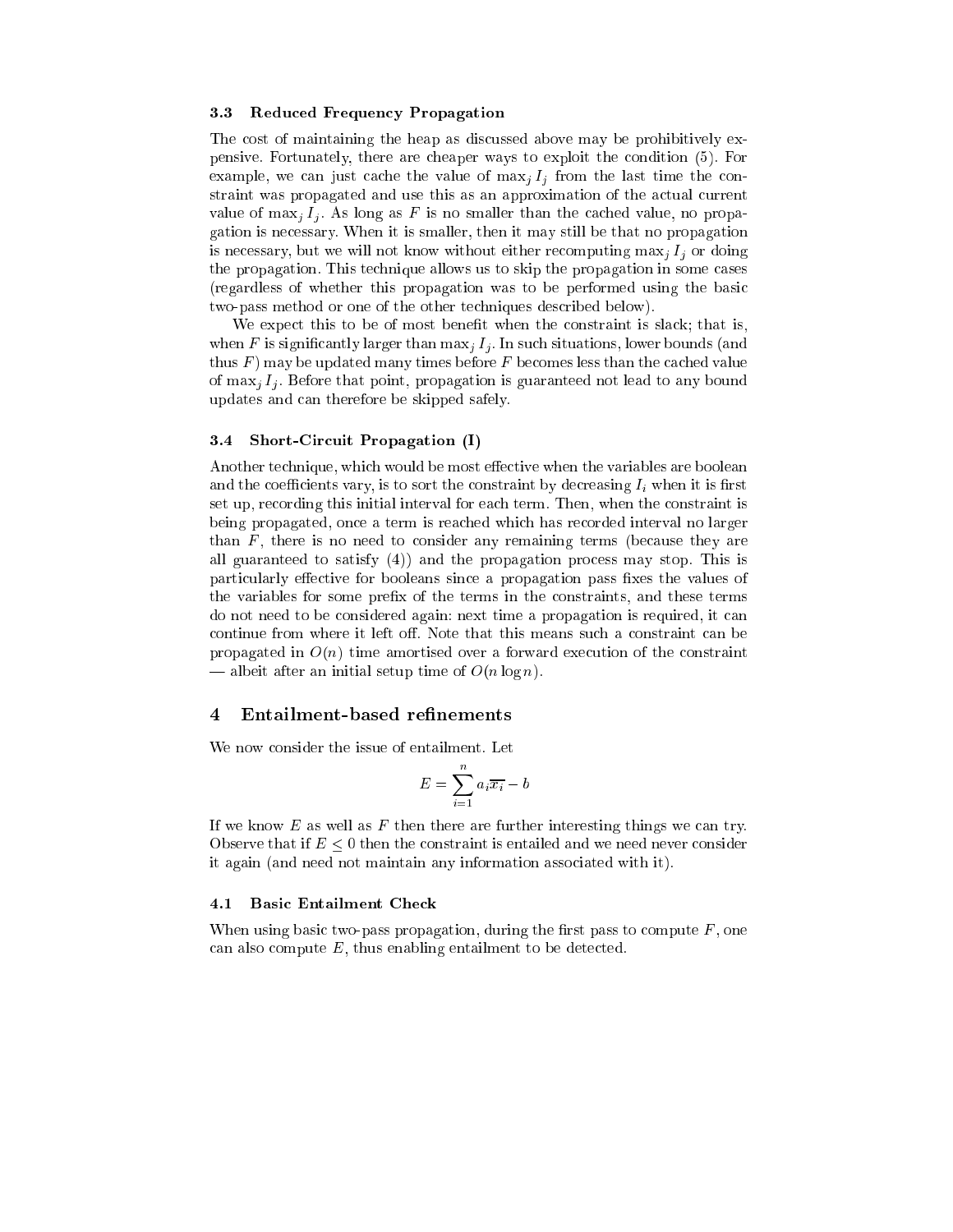### 3.3 Reduced Frequency Propagation

The cost of maintaining the heap as discussed above may be prohibitively expensive. Fortunately, there are cheaper ways to exploit the condition (5). For example, we can just cache the value of $\max_j I_j$ from the last time the constraint was propagated and use this as an approximation of the actual current value of $\max_j I_j$. As long as $F$ is no smaller than the cached value, no propagation is necessary. When it is smaller, then it may still be that no propagation is necessary, but we will not know without either recomputing $\max_j I_j$ or doing the propagation. This technique allows us to skip the propagation in some cases (regardless of whether this propagation was to be performed using the basic two-pass method or one of the other techniques described below).

We expect this to be of most benefit when the constraint is slack; that is, when $F$ is significantly larger than $\max_j I_j$. In such situations, lower bounds (and thus $F$) may be updated many times before $F$ becomes less than the cached value of $\max_j I_j$. Before that point, propagation is guaranteed not lead to any bound updates and can therefore be skipped safely.

### 3.4 Short-Circuit Propagation (I)

Another technique, which would be most effective when the variables are boolean and the coefficients vary, is to sort the constraint by decreasing $I_i$ when it is first set up, recording this initial interval for each term. Then, when the constraint is being propagated, once a term is reached which has recorded interval no larger than $F$, there is no need to consider any remaining terms (because they are all guaranteed to satisfy (4)) and the propagation process may stop. This is particularly effective for booleans since a propagation pass fixes the values of the variables for some prefix of the terms in the constraints, and these terms do not need to be considered again: next time a propagation is required, it can continue from where it left off. Note that this means such a constraint can be propagated in $O(n)$ time amortised over a forward execution of the constraint — albeit after an initial setup time of $O(n \log n)$.

## 4 Entailment-based refinements

We now consider the issue of entailment. Let

$$E = \sum_{i=1}^{n} a_i \overline{x_i} - b$$

If we know $E$ as well as $F$ then there are further interesting things we can try. Observe that if $E \leq 0$ then the constraint is entailed and we need never consider it again (and need not maintain any information associated with it).

### 4.1 Basic Entailment Check

When using basic two-pass propagation, during the first pass to compute $F$, one can also compute $E$, thus enabling entailment to be detected.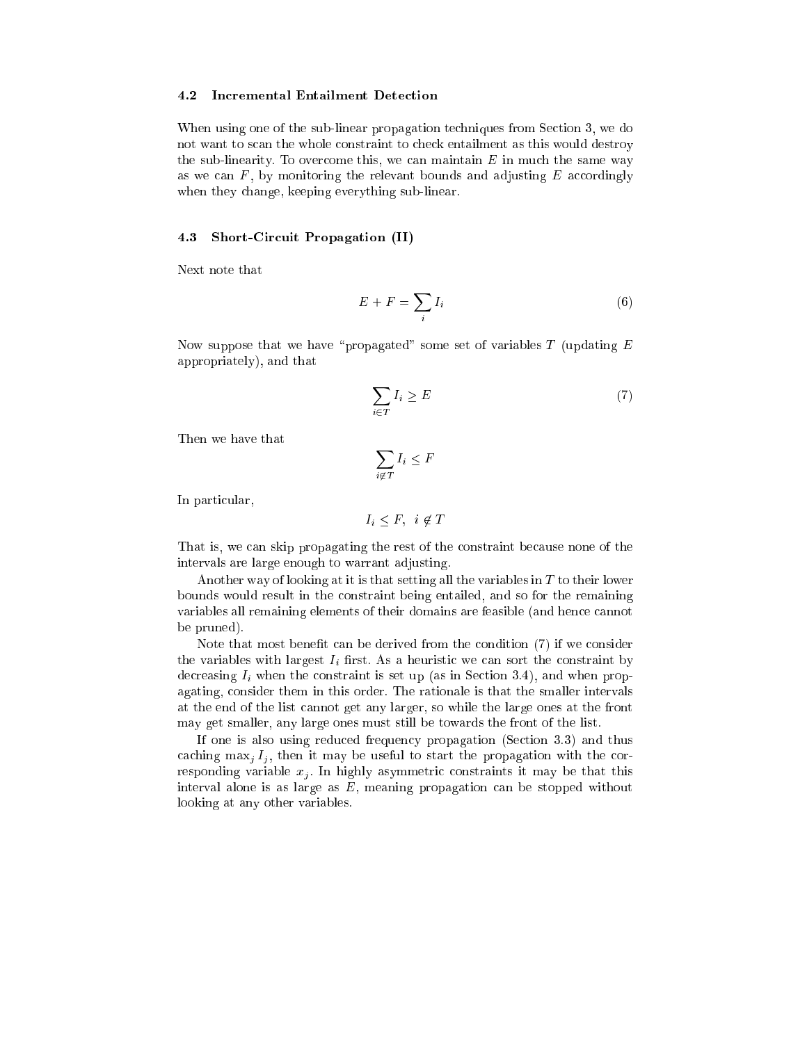### 4.2 Incremental Entailment Detection

When using one of the sub-linear propagation techniques from Section 3, we do not want to scan the whole constraint to check entailment as this would destroy the sub-linearity. To overcome this, we can maintain $E$ in much the same way as we can $F$, by monitoring the relevant bounds and adjusting $E$ accordingly when they change, keeping everything sub-linear.

### 4.3 Short-Circuit Propagation (II)

Next note that

$$E + F = \sum_i I_i \tag{6}$$

Now suppose that we have "propagated" some set of variables $T$ (updating $E$ appropriately), and that

$$\sum_{i \in T} I_i \geq E \tag{7}$$

Then we have that

$$\sum_{i \notin T} I_i \leq F$$

In particular,

$$I_i \leq F, \;\; i \notin T$$

That is, we can skip propagating the rest of the constraint because none of the intervals are large enough to warrant adjusting.

Another way of looking at it is that setting all the variables in $T$ to their lower bounds would result in the constraint being entailed, and so for the remaining variables all remaining elements of their domains are feasible (and hence cannot be pruned).

Note that most benefit can be derived from the condition (7) if we consider the variables with largest $I_i$ first. As a heuristic we can sort the constraint by decreasing $I_i$ when the constraint is set up (as in Section 3.4), and when propagating, consider them in this order. The rationale is that the smaller intervals at the end of the list cannot get any larger, so while the large ones at the front may get smaller, any large ones must still be towards the front of the list.

If one is also using reduced frequency propagation (Section 3.3) and thus caching $\max_j I_j$, then it may be useful to start the propagation with the corresponding variable $x_j$. In highly asymmetric constraints it may be that this interval alone is as large as $E$, meaning propagation can be stopped without looking at any other variables.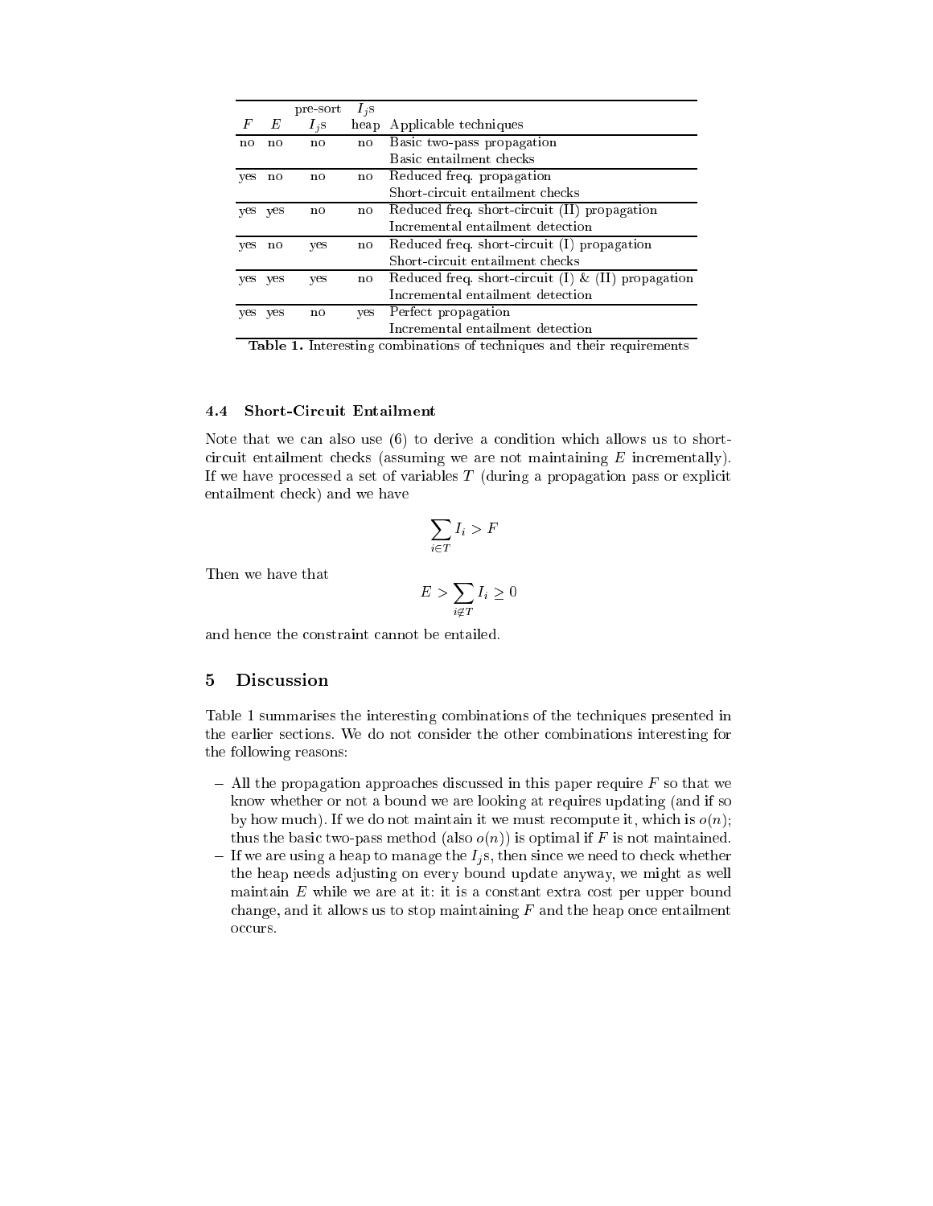| $F$ | $E$ | pre-sort $I_j$s | $I_j$s heap | Applicable techniques |
|---|---|---|---|---|
| no | no | no | no | Basic two-pass propagation<br>Basic entailment checks |
| yes | no | no | no | Reduced freq. propagation<br>Short-circuit entailment checks |
| yes | yes | no | no | Reduced freq. short-circuit (II) propagation<br>Incremental entailment detection |
| yes | no | yes | no | Reduced freq. short-circuit (I) propagation<br>Short-circuit entailment checks |
| yes | yes | yes | no | Reduced freq. short-circuit (I) & (II) propagation<br>Incremental entailment detection |
| yes | yes | no | yes | Perfect propagation<br>Incremental entailment detection |

**Table 1.** Interesting combinations of techniques and their requirements

### 4.4 Short-Circuit Entailment

Note that we can also use (6) to derive a condition which allows us to short-circuit entailment checks (assuming we are not maintaining $E$ incrementally). If we have processed a set of variables $T$ (during a propagation pass or explicit entailment check) and we have

$$\sum_{i \in T} I_i > F$$

Then we have that

$$E > \sum_{i \notin T} I_i \geq 0$$

and hence the constraint cannot be entailed.

## 5 Discussion

Table 1 summarises the interesting combinations of the techniques presented in the earlier sections. We do not consider the other combinations interesting for the following reasons:

- All the propagation approaches discussed in this paper require $F$ so that we know whether or not a bound we are looking at requires updating (and if so by how much). If we do not maintain it we must recompute it, which is $o(n)$; thus the basic two-pass method (also $o(n)$) is optimal if $F$ is not maintained.
- If we are using a heap to manage the $I_j$s, then since we need to check whether the heap needs adjusting on every bound update anyway, we might as well maintain $E$ while we are at it: it is a constant extra cost per upper bound change, and it allows us to stop maintaining $F$ and the heap once entailment occurs.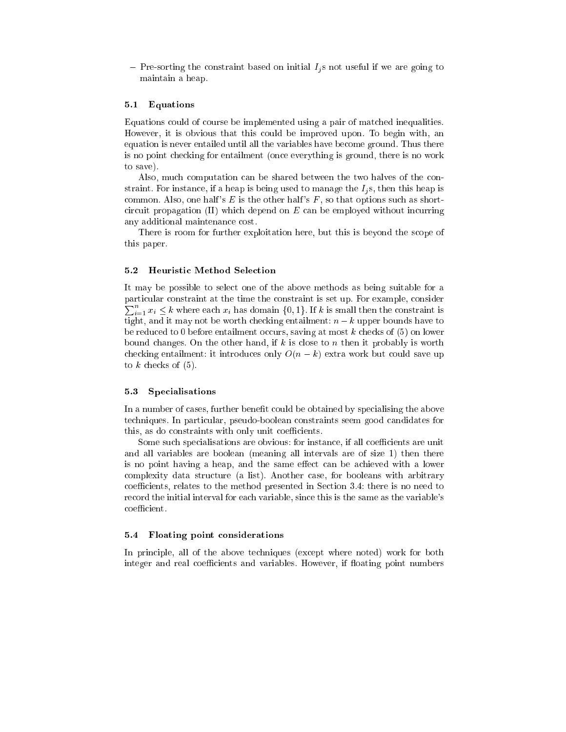– Pre-sorting the constraint based on initial $I_j$s not useful if we are going to maintain a heap.

### 5.1 Equations

Equations could of course be implemented using a pair of matched inequalities. However, it is obvious that this could be improved upon. To begin with, an equation is never entailed until all the variables have become ground. Thus there is no point checking for entailment (once everything is ground, there is no work to save).

Also, much computation can be shared between the two halves of the constraint. For instance, if a heap is being used to manage the $I_j$s, then this heap is common. Also, one half's $E$ is the other half's $F$, so that options such as short-circuit propagation (II) which depend on $E$ can be employed without incurring any additional maintenance cost.

There is room for further exploitation here, but this is beyond the scope of this paper.

### 5.2 Heuristic Method Selection

It may be possible to select one of the above methods as being suitable for a particular constraint at the time the constraint is set up. For example, consider $\sum_{i=1}^{n} x_i \leq k$ where each $x_i$ has domain $\{0, 1\}$. If $k$ is small then the constraint is tight, and it may not be worth checking entailment: $n - k$ upper bounds have to be reduced to 0 before entailment occurs, saving at most $k$ checks of (5) on lower bound changes. On the other hand, if $k$ is close to $n$ then it probably is worth checking entailment: it introduces only $O(n - k)$ extra work but could save up to $k$ checks of (5).

### 5.3 Specialisations

In a number of cases, further benefit could be obtained by specialising the above techniques. In particular, pseudo-boolean constraints seem good candidates for this, as do constraints with only unit coefficients.

Some such specialisations are obvious: for instance, if all coefficients are unit and all variables are boolean (meaning all intervals are of size 1) then there is no point having a heap, and the same effect can be achieved with a lower complexity data structure (a list). Another case, for booleans with arbitrary coefficients, relates to the method presented in Section 3.4: there is no need to record the initial interval for each variable, since this is the same as the variable's coefficient.

### 5.4 Floating point considerations

In principle, all of the above techniques (except where noted) work for both integer and real coefficients and variables. However, if floating point numbers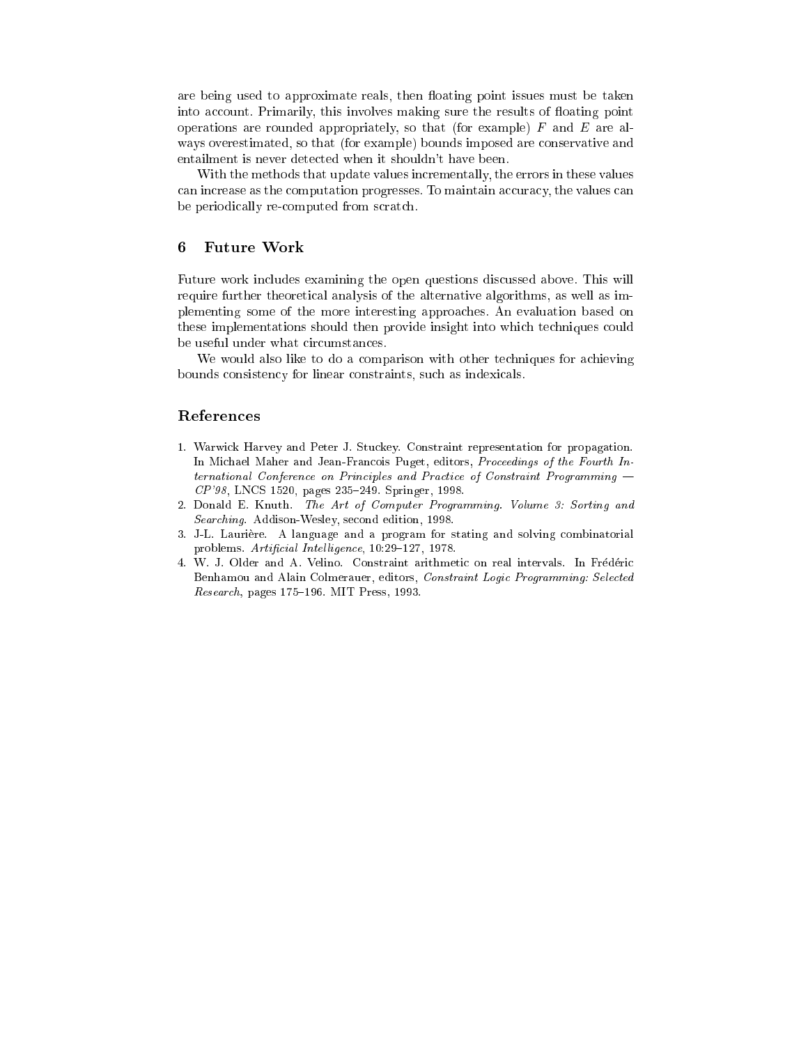are being used to approximate reals, then floating point issues must be taken into account. Primarily, this involves making sure the results of floating point operations are rounded appropriately, so that (for example) $F$ and $E$ are always overestimated, so that (for example) bounds imposed are conservative and entailment is never detected when it shouldn't have been.

With the methods that update values incrementally, the errors in these values can increase as the computation progresses. To maintain accuracy, the values can be periodically re-computed from scratch.

## 6 Future Work

Future work includes examining the open questions discussed above. This will require further theoretical analysis of the alternative algorithms, as well as implementing some of the more interesting approaches. An evaluation based on these implementations should then provide insight into which techniques could be useful under what circumstances.

We would also like to do a comparison with other techniques for achieving bounds consistency for linear constraints, such as indexicals.

## References

1. Warwick Harvey and Peter J. Stuckey. Constraint representation for propagation. In Michael Maher and Jean-Francois Puget, editors, *Proceedings of the Fourth International Conference on Principles and Practice of Constraint Programming — CP'98*, LNCS 1520, pages 235–249. Springer, 1998.
2. Donald E. Knuth. *The Art of Computer Programming. Volume 3: Sorting and Searching*. Addison-Wesley, second edition, 1998.
3. J-L. Laurière. A language and a program for stating and solving combinatorial problems. *Artificial Intelligence*, 10:29–127, 1978.
4. W. J. Older and A. Velino. Constraint arithmetic on real intervals. In Frédéric Benhamou and Alain Colmerauer, editors, *Constraint Logic Programming: Selected Research*, pages 175–196. MIT Press, 1993.